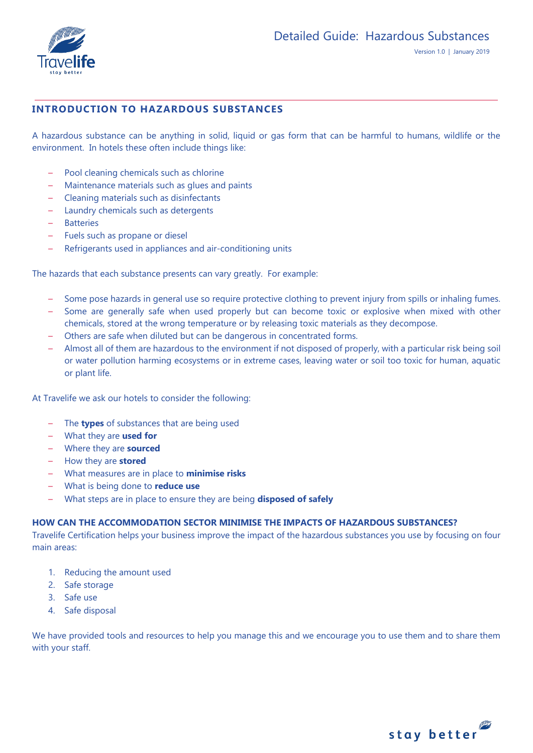# Detailed Guide: Hazardous Substances

Version 1.0 | January 2019

## INTRODUCTION TO HAZARDOUS SUBSTANCES

A hazardous substance can be anything in solid, liquid or gas form that can be harmful to humans, wildlife or the environment. In hotels these often include things like:

- Pool cleaning chemicals such as chlorine
- Maintenance materials such as glues and paints
- Cleaning materials such as disinfectants
- Laundry chemicals such as detergents
- Batteries
- Fuels such as propane or diesel
- Refrigerants used in appliances and air-conditioning units

The hazards that each substance presents can vary greatly. For example:

- Some pose hazards in general use so require protective clothing to prevent injury from spills or inhaling fumes.
- Some are generally safe when used properly but can become toxic or explosive when mixed with other chemicals, stored at the wrong temperature or by releasing toxic materials as they decompose.
- Others are safe when diluted but can be dangerous in concentrated forms.
- Almost all of them are hazardous to the environment if not disposed of properly, with a particular risk being soil or water pollution harming ecosystems or in extreme cases, leaving water or soil too toxic for human, aquatic or plant life.

At Travelife we ask our hotels to consider the following:

- The **types** of substances that are being used
- What they are **used for**
- Where they are **sourced**
- How they are **stored**
- What measures are in place to **minimise risks**
- What is being done to **reduce use**
- What steps are in place to ensure they are being **disposed of safely**

### HOW CAN THE ACCOMMODATION SECTOR MINIMISE THE IMPACTS OF HAZARDOUS SUBSTANCES?

Travelife Certification helps your business improve the impact of the hazardous substances you use by focusing on four main areas:

1. Reducing the amount used
2. Safe storage
3. Safe use
4. Safe disposal

We have provided tools and resources to help you manage this and we encourage you to use them and to share them with your staff.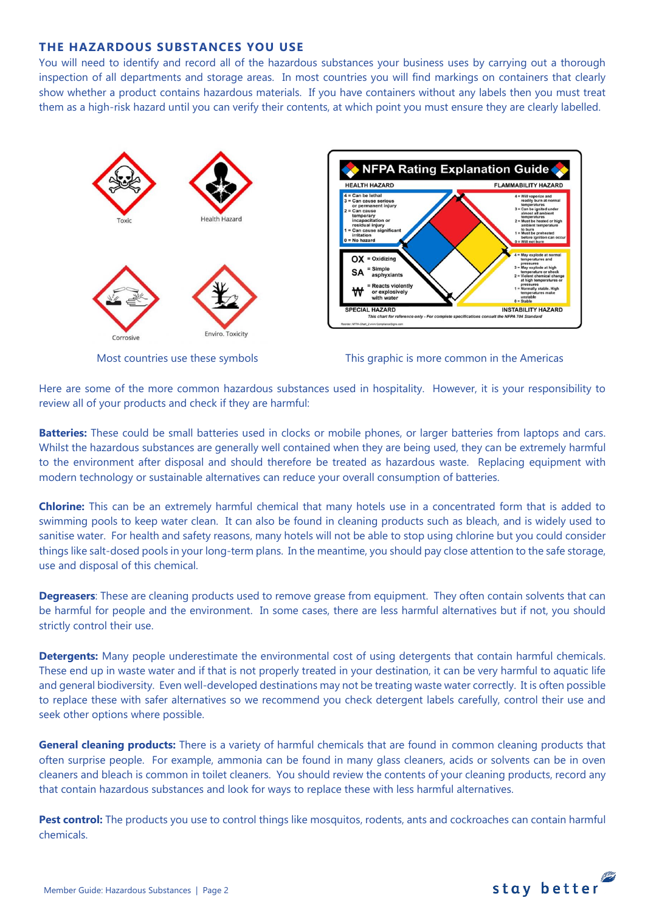## THE HAZARDOUS SUBSTANCES YOU USE

You will need to identify and record all of the hazardous substances your business uses by carrying out a thorough inspection of all departments and storage areas. In most countries you will find markings on containers that clearly show whether a product contains hazardous materials. If you have containers without any labels then you must treat them as a high-risk hazard until you can verify their contents, at which point you must ensure they are clearly labelled.

Most countries use these symbols

This graphic is more common in the Americas

Here are some of the more common hazardous substances used in hospitality. However, it is your responsibility to review all of your products and check if they are harmful:

**Batteries:** These could be small batteries used in clocks or mobile phones, or larger batteries from laptops and cars. Whilst the hazardous substances are generally well contained when they are being used, they can be extremely harmful to the environment after disposal and should therefore be treated as hazardous waste. Replacing equipment with modern technology or sustainable alternatives can reduce your overall consumption of batteries.

**Chlorine:** This can be an extremely harmful chemical that many hotels use in a concentrated form that is added to swimming pools to keep water clean. It can also be found in cleaning products such as bleach, and is widely used to sanitise water. For health and safety reasons, many hotels will not be able to stop using chlorine but you could consider things like salt-dosed pools in your long-term plans. In the meantime, you should pay close attention to the safe storage, use and disposal of this chemical.

**Degreasers**: These are cleaning products used to remove grease from equipment. They often contain solvents that can be harmful for people and the environment. In some cases, there are less harmful alternatives but if not, you should strictly control their use.

**Detergents:** Many people underestimate the environmental cost of using detergents that contain harmful chemicals. These end up in waste water and if that is not properly treated in your destination, it can be very harmful to aquatic life and general biodiversity. Even well-developed destinations may not be treating waste water correctly. It is often possible to replace these with safer alternatives so we recommend you check detergent labels carefully, control their use and seek other options where possible.

**General cleaning products:** There is a variety of harmful chemicals that are found in common cleaning products that often surprise people. For example, ammonia can be found in many glass cleaners, acids or solvents can be in oven cleaners and bleach is common in toilet cleaners. You should review the contents of your cleaning products, record any that contain hazardous substances and look for ways to replace these with less harmful alternatives.

**Pest control:** The products you use to control things like mosquitos, rodents, ants and cockroaches can contain harmful chemicals.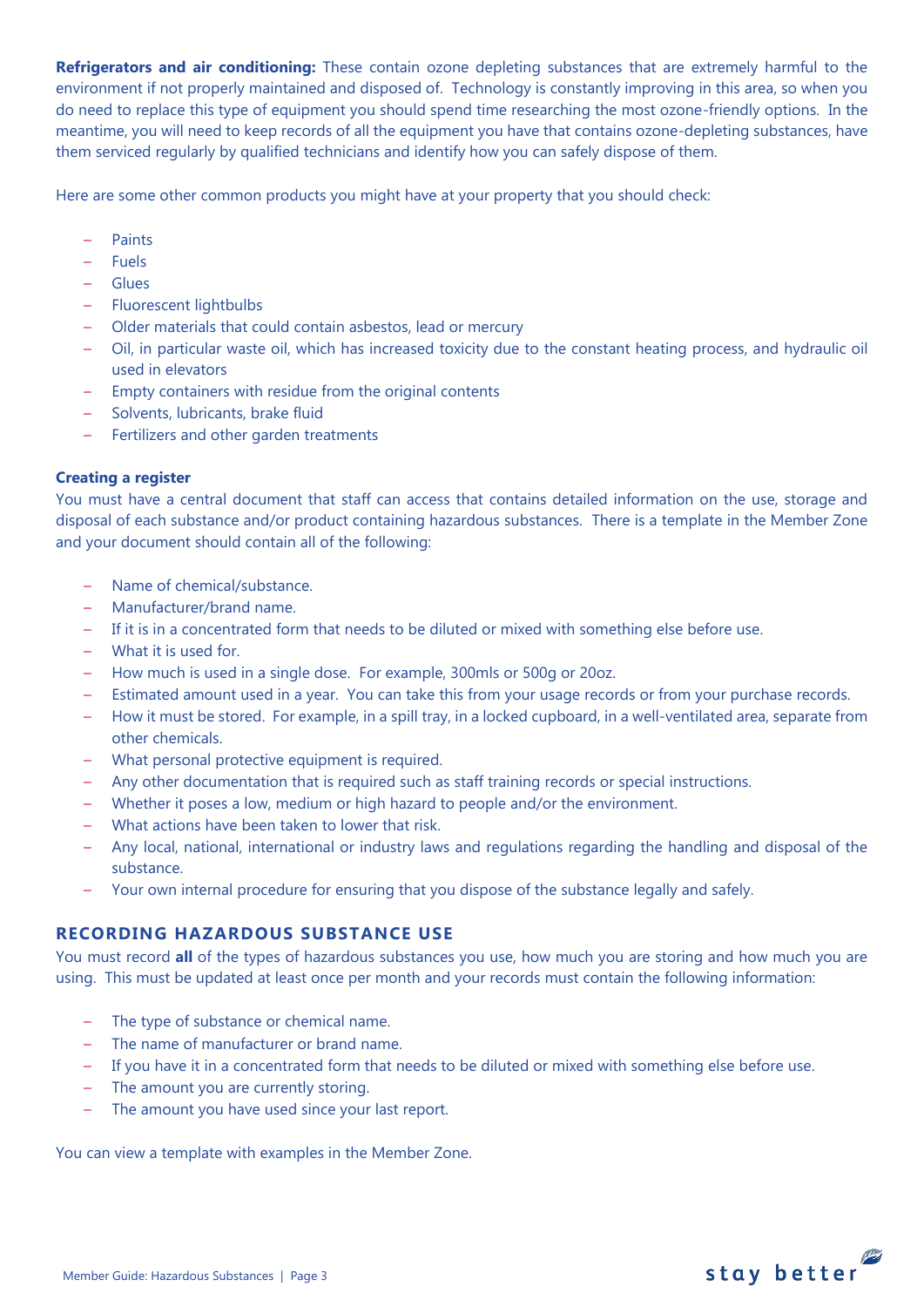**Refrigerators and air conditioning:** These contain ozone depleting substances that are extremely harmful to the environment if not properly maintained and disposed of. Technology is constantly improving in this area, so when you do need to replace this type of equipment you should spend time researching the most ozone-friendly options. In the meantime, you will need to keep records of all the equipment you have that contains ozone-depleting substances, have them serviced regularly by qualified technicians and identify how you can safely dispose of them.

Here are some other common products you might have at your property that you should check:

- Paints
- Fuels
- Glues
- Fluorescent lightbulbs
- Older materials that could contain asbestos, lead or mercury
- Oil, in particular waste oil, which has increased toxicity due to the constant heating process, and hydraulic oil used in elevators
- Empty containers with residue from the original contents
- Solvents, lubricants, brake fluid
- Fertilizers and other garden treatments

**Creating a register**

You must have a central document that staff can access that contains detailed information on the use, storage and disposal of each substance and/or product containing hazardous substances. There is a template in the Member Zone and your document should contain all of the following:

- Name of chemical/substance.
- Manufacturer/brand name.
- If it is in a concentrated form that needs to be diluted or mixed with something else before use.
- What it is used for.
- How much is used in a single dose. For example, 300mls or 500g or 20oz.
- Estimated amount used in a year. You can take this from your usage records or from your purchase records.
- How it must be stored. For example, in a spill tray, in a locked cupboard, in a well-ventilated area, separate from other chemicals.
- What personal protective equipment is required.
- Any other documentation that is required such as staff training records or special instructions.
- Whether it poses a low, medium or high hazard to people and/or the environment.
- What actions have been taken to lower that risk.
- Any local, national, international or industry laws and regulations regarding the handling and disposal of the substance.
- Your own internal procedure for ensuring that you dispose of the substance legally and safely.

## RECORDING HAZARDOUS SUBSTANCE USE

You must record **all** of the types of hazardous substances you use, how much you are storing and how much you are using. This must be updated at least once per month and your records must contain the following information:

- The type of substance or chemical name.
- The name of manufacturer or brand name.
- If you have it in a concentrated form that needs to be diluted or mixed with something else before use.
- The amount you are currently storing.
- The amount you have used since your last report.

You can view a template with examples in the Member Zone.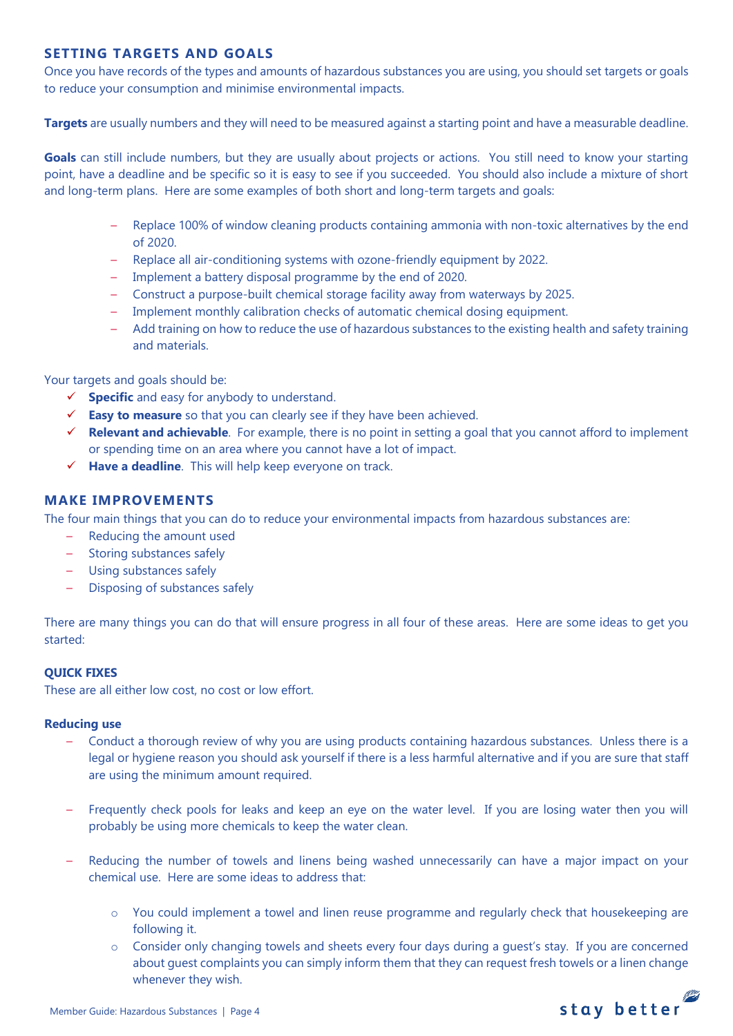## SETTING TARGETS AND GOALS

Once you have records of the types and amounts of hazardous substances you are using, you should set targets or goals to reduce your consumption and minimise environmental impacts.

**Targets** are usually numbers and they will need to be measured against a starting point and have a measurable deadline.

**Goals** can still include numbers, but they are usually about projects or actions. You still need to know your starting point, have a deadline and be specific so it is easy to see if you succeeded. You should also include a mixture of short and long-term plans. Here are some examples of both short and long-term targets and goals:

- Replace 100% of window cleaning products containing ammonia with non-toxic alternatives by the end of 2020.
- Replace all air-conditioning systems with ozone-friendly equipment by 2022.
- Implement a battery disposal programme by the end of 2020.
- Construct a purpose-built chemical storage facility away from waterways by 2025.
- Implement monthly calibration checks of automatic chemical dosing equipment.
- Add training on how to reduce the use of hazardous substances to the existing health and safety training and materials.

Your targets and goals should be:

- ✓ **Specific** and easy for anybody to understand.
- ✓ **Easy to measure** so that you can clearly see if they have been achieved.
- ✓ **Relevant and achievable**. For example, there is no point in setting a goal that you cannot afford to implement or spending time on an area where you cannot have a lot of impact.
- ✓ **Have a deadline**. This will help keep everyone on track.

## MAKE IMPROVEMENTS

The four main things that you can do to reduce your environmental impacts from hazardous substances are:

- Reducing the amount used
- Storing substances safely
- Using substances safely
- Disposing of substances safely

There are many things you can do that will ensure progress in all four of these areas. Here are some ideas to get you started:

### QUICK FIXES

These are all either low cost, no cost or low effort.

#### Reducing use

- Conduct a thorough review of why you are using products containing hazardous substances. Unless there is a legal or hygiene reason you should ask yourself if there is a less harmful alternative and if you are sure that staff are using the minimum amount required.

- Frequently check pools for leaks and keep an eye on the water level. If you are losing water then you will probably be using more chemicals to keep the water clean.

- Reducing the number of towels and linens being washed unnecessarily can have a major impact on your chemical use. Here are some ideas to address that:

    - You could implement a towel and linen reuse programme and regularly check that housekeeping are following it.
    - Consider only changing towels and sheets every four days during a guest's stay. If you are concerned about guest complaints you can simply inform them that they can request fresh towels or a linen change whenever they wish.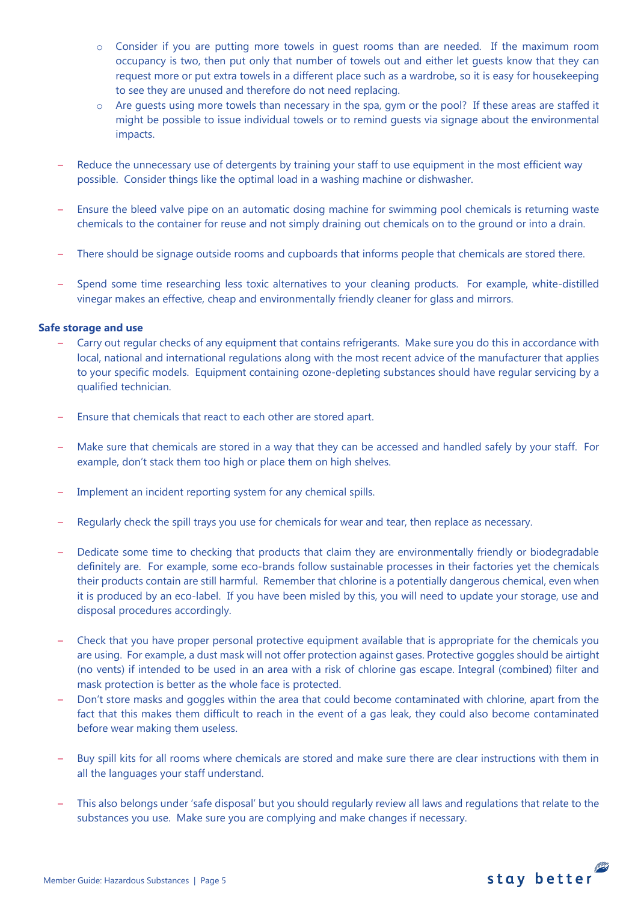- Consider if you are putting more towels in guest rooms than are needed. If the maximum room occupancy is two, then put only that number of towels out and either let guests know that they can request more or put extra towels in a different place such as a wardrobe, so it is easy for housekeeping to see they are unused and therefore do not need replacing.
  - Are guests using more towels than necessary in the spa, gym or the pool? If these areas are staffed it might be possible to issue individual towels or to remind guests via signage about the environmental impacts.

- Reduce the unnecessary use of detergents by training your staff to use equipment in the most efficient way possible. Consider things like the optimal load in a washing machine or dishwasher.

- Ensure the bleed valve pipe on an automatic dosing machine for swimming pool chemicals is returning waste chemicals to the container for reuse and not simply draining out chemicals on to the ground or into a drain.

- There should be signage outside rooms and cupboards that informs people that chemicals are stored there.

- Spend some time researching less toxic alternatives to your cleaning products. For example, white-distilled vinegar makes an effective, cheap and environmentally friendly cleaner for glass and mirrors.

**Safe storage and use**

- Carry out regular checks of any equipment that contains refrigerants. Make sure you do this in accordance with local, national and international regulations along with the most recent advice of the manufacturer that applies to your specific models. Equipment containing ozone-depleting substances should have regular servicing by a qualified technician.

- Ensure that chemicals that react to each other are stored apart.

- Make sure that chemicals are stored in a way that they can be accessed and handled safely by your staff. For example, don't stack them too high or place them on high shelves.

- Implement an incident reporting system for any chemical spills.

- Regularly check the spill trays you use for chemicals for wear and tear, then replace as necessary.

- Dedicate some time to checking that products that claim they are environmentally friendly or biodegradable definitely are. For example, some eco-brands follow sustainable processes in their factories yet the chemicals their products contain are still harmful. Remember that chlorine is a potentially dangerous chemical, even when it is produced by an eco-label. If you have been misled by this, you will need to update your storage, use and disposal procedures accordingly.

- Check that you have proper personal protective equipment available that is appropriate for the chemicals you are using. For example, a dust mask will not offer protection against gases. Protective goggles should be airtight (no vents) if intended to be used in an area with a risk of chlorine gas escape. Integral (combined) filter and mask protection is better as the whole face is protected.
- Don't store masks and goggles within the area that could become contaminated with chlorine, apart from the fact that this makes them difficult to reach in the event of a gas leak, they could also become contaminated before wear making them useless.

- Buy spill kits for all rooms where chemicals are stored and make sure there are clear instructions with them in all the languages your staff understand.

- This also belongs under 'safe disposal' but you should regularly review all laws and regulations that relate to the substances you use. Make sure you are complying and make changes if necessary.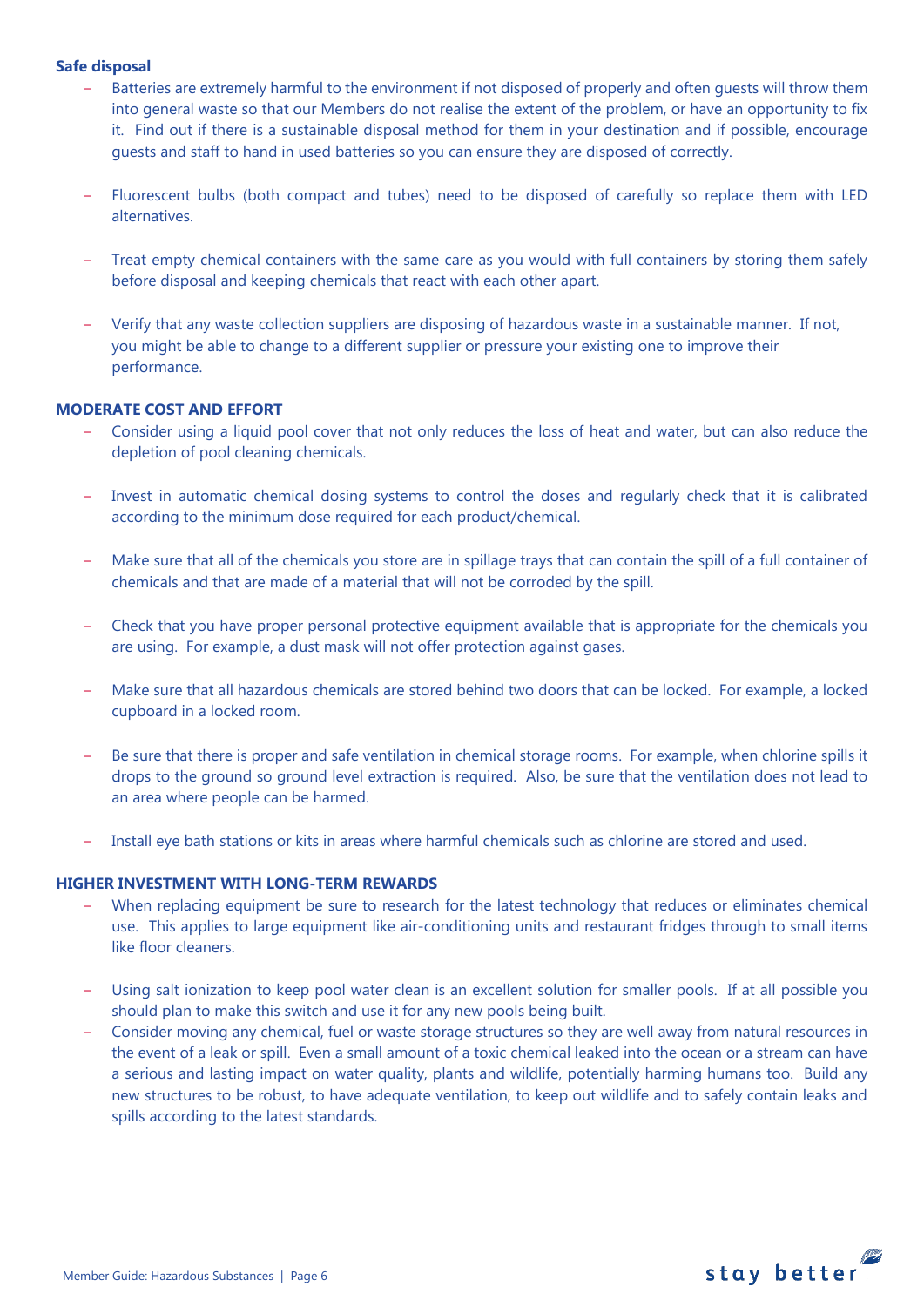**Safe disposal**

- Batteries are extremely harmful to the environment if not disposed of properly and often guests will throw them into general waste so that our Members do not realise the extent of the problem, or have an opportunity to fix it. Find out if there is a sustainable disposal method for them in your destination and if possible, encourage guests and staff to hand in used batteries so you can ensure they are disposed of correctly.

- Fluorescent bulbs (both compact and tubes) need to be disposed of carefully so replace them with LED alternatives.

- Treat empty chemical containers with the same care as you would with full containers by storing them safely before disposal and keeping chemicals that react with each other apart.

- Verify that any waste collection suppliers are disposing of hazardous waste in a sustainable manner. If not, you might be able to change to a different supplier or pressure your existing one to improve their performance.

**MODERATE COST AND EFFORT**

- Consider using a liquid pool cover that not only reduces the loss of heat and water, but can also reduce the depletion of pool cleaning chemicals.

- Invest in automatic chemical dosing systems to control the doses and regularly check that it is calibrated according to the minimum dose required for each product/chemical.

- Make sure that all of the chemicals you store are in spillage trays that can contain the spill of a full container of chemicals and that are made of a material that will not be corroded by the spill.

- Check that you have proper personal protective equipment available that is appropriate for the chemicals you are using. For example, a dust mask will not offer protection against gases.

- Make sure that all hazardous chemicals are stored behind two doors that can be locked. For example, a locked cupboard in a locked room.

- Be sure that there is proper and safe ventilation in chemical storage rooms. For example, when chlorine spills it drops to the ground so ground level extraction is required. Also, be sure that the ventilation does not lead to an area where people can be harmed.

- Install eye bath stations or kits in areas where harmful chemicals such as chlorine are stored and used.

**HIGHER INVESTMENT WITH LONG-TERM REWARDS**

- When replacing equipment be sure to research for the latest technology that reduces or eliminates chemical use. This applies to large equipment like air-conditioning units and restaurant fridges through to small items like floor cleaners.

- Using salt ionization to keep pool water clean is an excellent solution for smaller pools. If at all possible you should plan to make this switch and use it for any new pools being built.
- Consider moving any chemical, fuel or waste storage structures so they are well away from natural resources in the event of a leak or spill. Even a small amount of a toxic chemical leaked into the ocean or a stream can have a serious and lasting impact on water quality, plants and wildlife, potentially harming humans too. Build any new structures to be robust, to have adequate ventilation, to keep out wildlife and to safely contain leaks and spills according to the latest standards.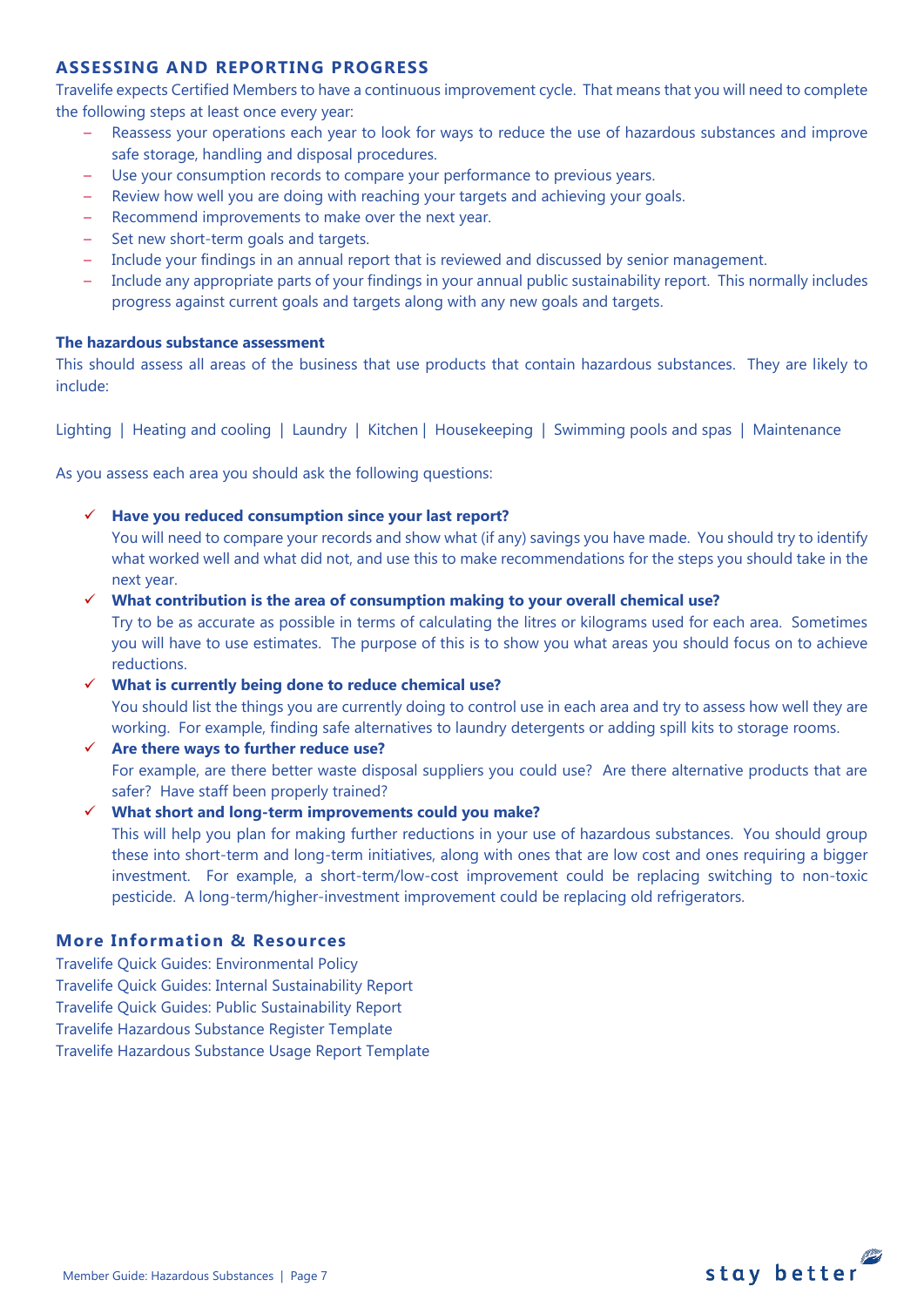## ASSESSING AND REPORTING PROGRESS

Travelife expects Certified Members to have a continuous improvement cycle. That means that you will need to complete the following steps at least once every year:

- Reassess your operations each year to look for ways to reduce the use of hazardous substances and improve safe storage, handling and disposal procedures.
- Use your consumption records to compare your performance to previous years.
- Review how well you are doing with reaching your targets and achieving your goals.
- Recommend improvements to make over the next year.
- Set new short-term goals and targets.
- Include your findings in an annual report that is reviewed and discussed by senior management.
- Include any appropriate parts of your findings in your annual public sustainability report. This normally includes progress against current goals and targets along with any new goals and targets.

### The hazardous substance assessment

This should assess all areas of the business that use products that contain hazardous substances. They are likely to include:

Lighting | Heating and cooling | Laundry | Kitchen | Housekeeping | Swimming pools and spas | Maintenance

As you assess each area you should ask the following questions:

- ✓ **Have you reduced consumption since your last report?**
  You will need to compare your records and show what (if any) savings you have made. You should try to identify what worked well and what did not, and use this to make recommendations for the steps you should take in the next year.
- ✓ **What contribution is the area of consumption making to your overall chemical use?**
  Try to be as accurate as possible in terms of calculating the litres or kilograms used for each area. Sometimes you will have to use estimates. The purpose of this is to show you what areas you should focus on to achieve reductions.
- ✓ **What is currently being done to reduce chemical use?**
  You should list the things you are currently doing to control use in each area and try to assess how well they are working. For example, finding safe alternatives to laundry detergents or adding spill kits to storage rooms.
- ✓ **Are there ways to further reduce use?**
  For example, are there better waste disposal suppliers you could use? Are there alternative products that are safer? Have staff been properly trained?
- ✓ **What short and long-term improvements could you make?**
  This will help you plan for making further reductions in your use of hazardous substances. You should group these into short-term and long-term initiatives, along with ones that are low cost and ones requiring a bigger investment. For example, a short-term/low-cost improvement could be replacing switching to non-toxic pesticide. A long-term/higher-investment improvement could be replacing old refrigerators.

## More Information & Resources

Travelife Quick Guides: Environmental Policy
Travelife Quick Guides: Internal Sustainability Report
Travelife Quick Guides: Public Sustainability Report
Travelife Hazardous Substance Register Template
Travelife Hazardous Substance Usage Report Template